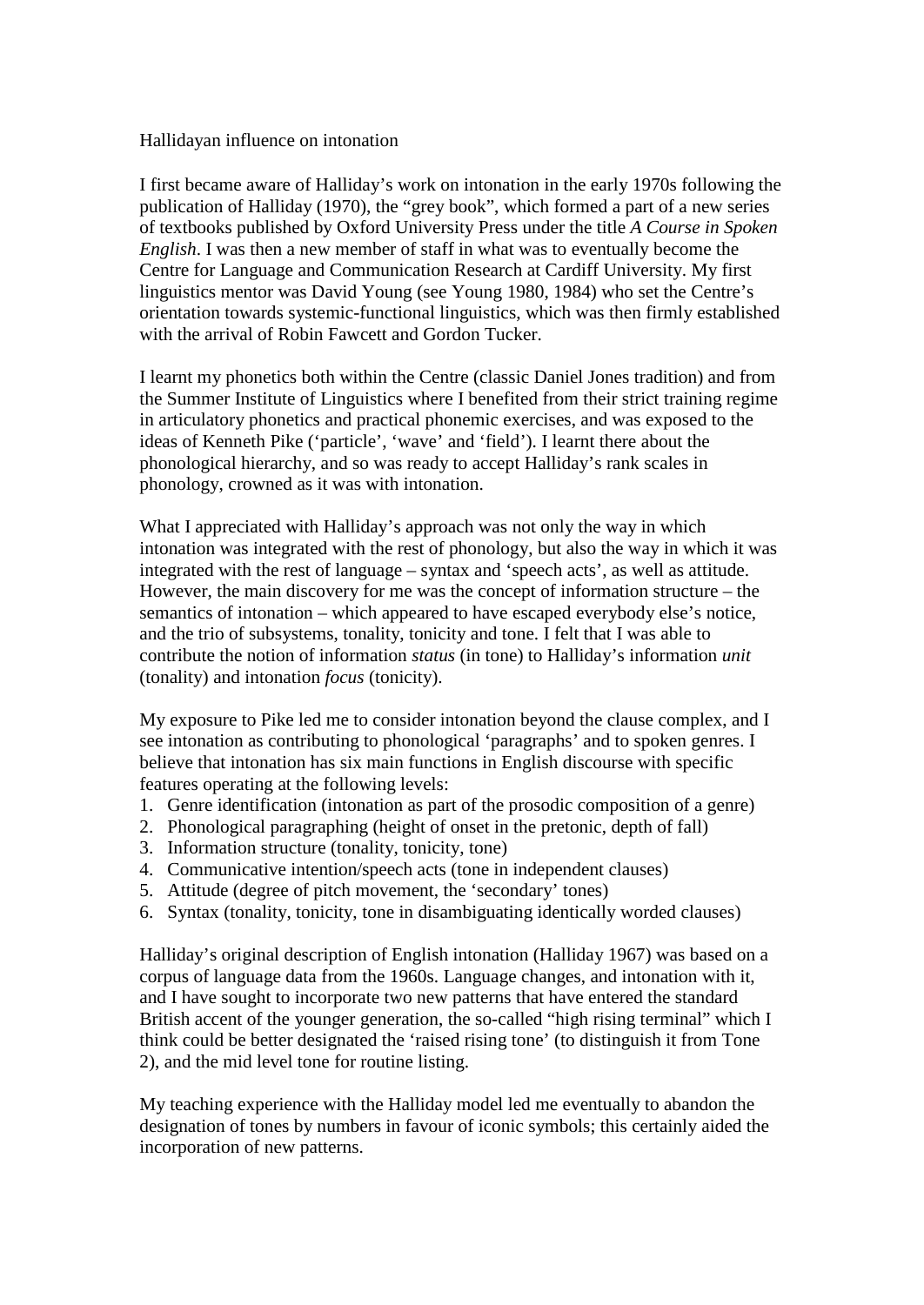# Hallidayan influence on intonation

I first became aware of Halliday's work on intonation in the early 1970s following the publication of Halliday (1970), the "grey book", which formed a part of a new series of textbooks published by Oxford University Press under the title *A Course in Spoken English*. I was then a new member of staff in what was to eventually become the Centre for Language and Communication Research at Cardiff University. My first linguistics mentor was David Young (see Young 1980, 1984) who set the Centre's orientation towards systemic-functional linguistics, which was then firmly established with the arrival of Robin Fawcett and Gordon Tucker.

I learnt my phonetics both within the Centre (classic Daniel Jones tradition) and from the Summer Institute of Linguistics where I benefited from their strict training regime in articulatory phonetics and practical phonemic exercises, and was exposed to the ideas of Kenneth Pike ('particle', 'wave' and 'field'). I learnt there about the phonological hierarchy, and so was ready to accept Halliday's rank scales in phonology, crowned as it was with intonation.

What I appreciated with Halliday's approach was not only the way in which intonation was integrated with the rest of phonology, but also the way in which it was integrated with the rest of language – syntax and 'speech acts', as well as attitude. However, the main discovery for me was the concept of information structure – the semantics of intonation – which appeared to have escaped everybody else's notice, and the trio of subsystems, tonality, tonicity and tone. I felt that I was able to contribute the notion of information *status* (in tone) to Halliday's information *unit* (tonality) and intonation *focus* (tonicity).

My exposure to Pike led me to consider intonation beyond the clause complex, and I see intonation as contributing to phonological 'paragraphs' and to spoken genres. I believe that intonation has six main functions in English discourse with specific features operating at the following levels:

1. Genre identification (intonation as part of the prosodic composition of a genre)
2. Phonological paragraphing (height of onset in the pretonic, depth of fall)
3. Information structure (tonality, tonicity, tone)
4. Communicative intention/speech acts (tone in independent clauses)
5. Attitude (degree of pitch movement, the 'secondary' tones)
6. Syntax (tonality, tonicity, tone in disambiguating identically worded clauses)

Halliday's original description of English intonation (Halliday 1967) was based on a corpus of language data from the 1960s. Language changes, and intonation with it, and I have sought to incorporate two new patterns that have entered the standard British accent of the younger generation, the so-called "high rising terminal" which I think could be better designated the 'raised rising tone' (to distinguish it from Tone 2), and the mid level tone for routine listing.

My teaching experience with the Halliday model led me eventually to abandon the designation of tones by numbers in favour of iconic symbols; this certainly aided the incorporation of new patterns.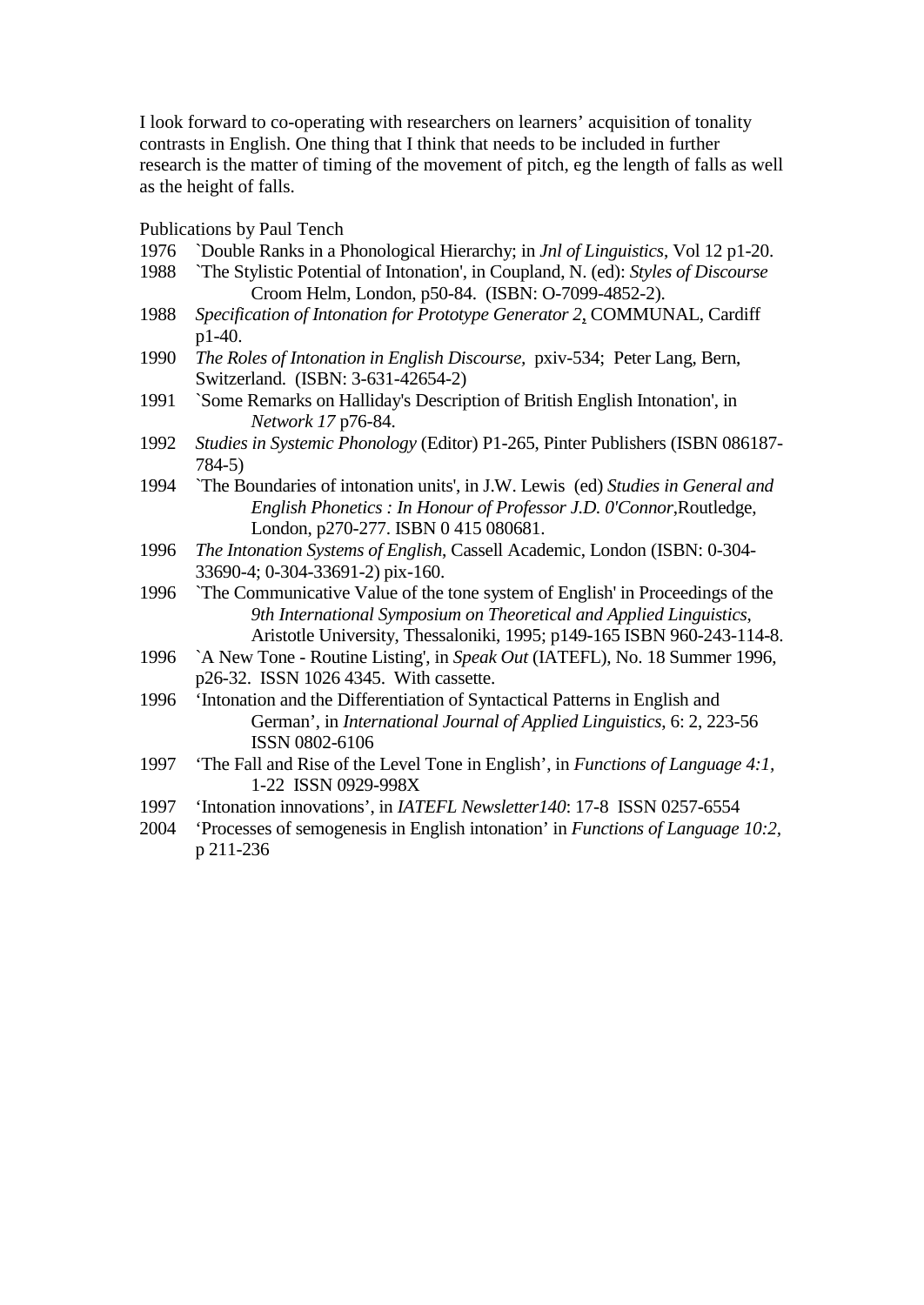I look forward to co-operating with researchers on learners' acquisition of tonality contrasts in English. One thing that I think that needs to be included in further research is the matter of timing of the movement of pitch, eg the length of falls as well as the height of falls.

Publications by Paul Tench

- 1976 `Double Ranks in a Phonological Hierarchy; in *Jnl of Linguistics*, Vol 12 p1-20.
- 1988 `The Stylistic Potential of Intonation', in Coupland, N. (ed): *Styles of Discourse* Croom Helm, London, p50-84. (ISBN: O-7099-4852-2).
- 1988 *Specification of Intonation for Prototype Generator 2*, COMMUNAL, Cardiff p1-40.
- 1990 *The Roles of Intonation in English Discourse*, pxiv-534; Peter Lang, Bern, Switzerland. (ISBN: 3-631-42654-2)
- 1991 `Some Remarks on Halliday's Description of British English Intonation', in *Network 17* p76-84.
- 1992 *Studies in Systemic Phonology* (Editor) P1-265, Pinter Publishers (ISBN 086187-784-5)
- 1994 `The Boundaries of intonation units', in J.W. Lewis (ed) *Studies in General and English Phonetics : In Honour of Professor J.D. 0'Connor*,Routledge, London, p270-277. ISBN 0 415 080681.
- 1996 *The Intonation Systems of English*, Cassell Academic, London (ISBN: 0-304-33690-4; 0-304-33691-2) pix-160.
- 1996 `The Communicative Value of the tone system of English' in Proceedings of the *9th International Symposium on Theoretical and Applied Linguistics*, Aristotle University, Thessaloniki, 1995; p149-165 ISBN 960-243-114-8.
- 1996 `A New Tone - Routine Listing', in *Speak Out* (IATEFL), No. 18 Summer 1996, p26-32. ISSN 1026 4345. With cassette.
- 1996 'Intonation and the Differentiation of Syntactical Patterns in English and German', in *International Journal of Applied Linguistics*, 6: 2, 223-56 ISSN 0802-6106
- 1997 'The Fall and Rise of the Level Tone in English', in *Functions of Language 4:1*, 1-22 ISSN 0929-998X
- 1997 'Intonation innovations', in *IATEFL Newsletter140*: 17-8 ISSN 0257-6554
- 2004 'Processes of semogenesis in English intonation' in *Functions of Language 10:2*, p 211-236